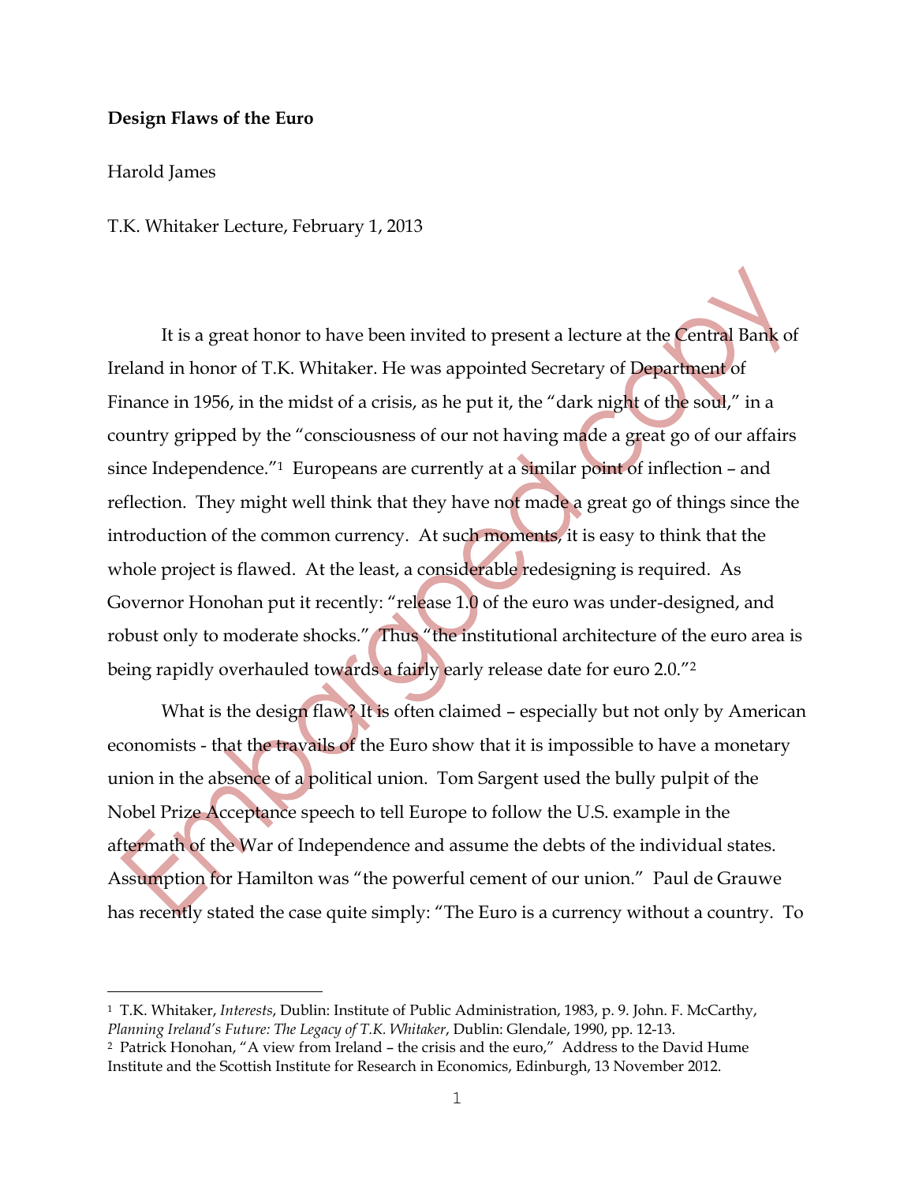**Design Flaws of the Euro**

Harold James

T.K. Whitaker Lecture, February 1, 2013

It is a great honor to have been invited to present a lecture at the Central Bank of Ireland in honor of T.K. Whitaker. He was appointed Secretary of Department of Finance in 1956, in the midst of a crisis, as he put it, the "dark night of the soul," in a country gripped by the "consciousness of our not having made a great go of our affairs since Independence."[1] Europeans are currently at a similar point of inflection – and reflection. They might well think that they have not made a great go of things since the introduction of the common currency. At such moments, it is easy to think that the whole project is flawed. At the least, a considerable redesigning is required. As Governor Honohan put it recently: "release 1.0 of the euro was under-designed, and robust only to moderate shocks." Thus "the institutional architecture of the euro area is being rapidly overhauled towards a fairly early release date for euro 2.0."[2]

What is the design flaw? It is often claimed – especially but not only by American economists - that the travails of the Euro show that it is impossible to have a monetary union in the absence of a political union. Tom Sargent used the bully pulpit of the Nobel Prize Acceptance speech to tell Europe to follow the U.S. example in the aftermath of the War of Independence and assume the debts of the individual states. Assumption for Hamilton was "the powerful cement of our union." Paul de Grauwe has recently stated the case quite simply: "The Euro is a currency without a country. To

---

[1] T.K. Whitaker, *Interests*, Dublin: Institute of Public Administration, 1983, p. 9. John. F. McCarthy, *Planning Ireland's Future: The Legacy of T.K. Whitaker*, Dublin: Glendale, 1990, pp. 12-13.

[2] Patrick Honohan, "A view from Ireland – the crisis and the euro," Address to the David Hume Institute and the Scottish Institute for Research in Economics, Edinburgh, 13 November 2012.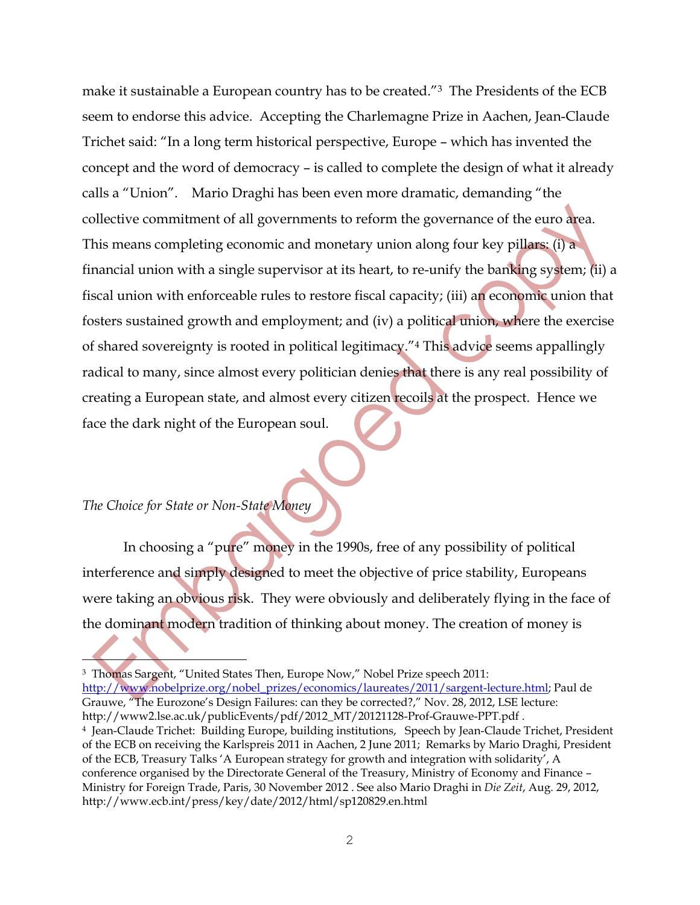make it sustainable a European country has to be created."[3] The Presidents of the ECB seem to endorse this advice. Accepting the Charlemagne Prize in Aachen, Jean-Claude Trichet said: "In a long term historical perspective, Europe – which has invented the concept and the word of democracy – is called to complete the design of what it already calls a "Union". Mario Draghi has been even more dramatic, demanding "the collective commitment of all governments to reform the governance of the euro area. This means completing economic and monetary union along four key pillars: (i) a financial union with a single supervisor at its heart, to re-unify the banking system; (ii) a fiscal union with enforceable rules to restore fiscal capacity; (iii) an economic union that fosters sustained growth and employment; and (iv) a political union, where the exercise of shared sovereignty is rooted in political legitimacy."[4] This advice seems appallingly radical to many, since almost every politician denies that there is any real possibility of creating a European state, and almost every citizen recoils at the prospect. Hence we face the dark night of the European soul.

*The Choice for State or Non-State Money*

In choosing a "pure" money in the 1990s, free of any possibility of political interference and simply designed to meet the objective of price stability, Europeans were taking an obvious risk. They were obviously and deliberately flying in the face of the dominant modern tradition of thinking about money. The creation of money is

---

[3] Thomas Sargent, "United States Then, Europe Now," Nobel Prize speech 2011: http://www.nobelprize.org/nobel_prizes/economics/laureates/2011/sargent-lecture.html; Paul de Grauwe, "The Eurozone's Design Failures: can they be corrected?," Nov. 28, 2012, LSE lecture: http://www2.lse.ac.uk/publicEvents/pdf/2012_MT/20121128-Prof-Grauwe-PPT.pdf .

[4] Jean-Claude Trichet: Building Europe, building institutions, Speech by Jean-Claude Trichet, President of the ECB on receiving the Karlspreis 2011 in Aachen, 2 June 2011; Remarks by Mario Draghi, President of the ECB, Treasury Talks 'A European strategy for growth and integration with solidarity', A conference organised by the Directorate General of the Treasury, Ministry of Economy and Finance – Ministry for Foreign Trade, Paris, 30 November 2012 . See also Mario Draghi in *Die Zeit*, Aug. 29, 2012, http://www.ecb.int/press/key/date/2012/html/sp120829.en.html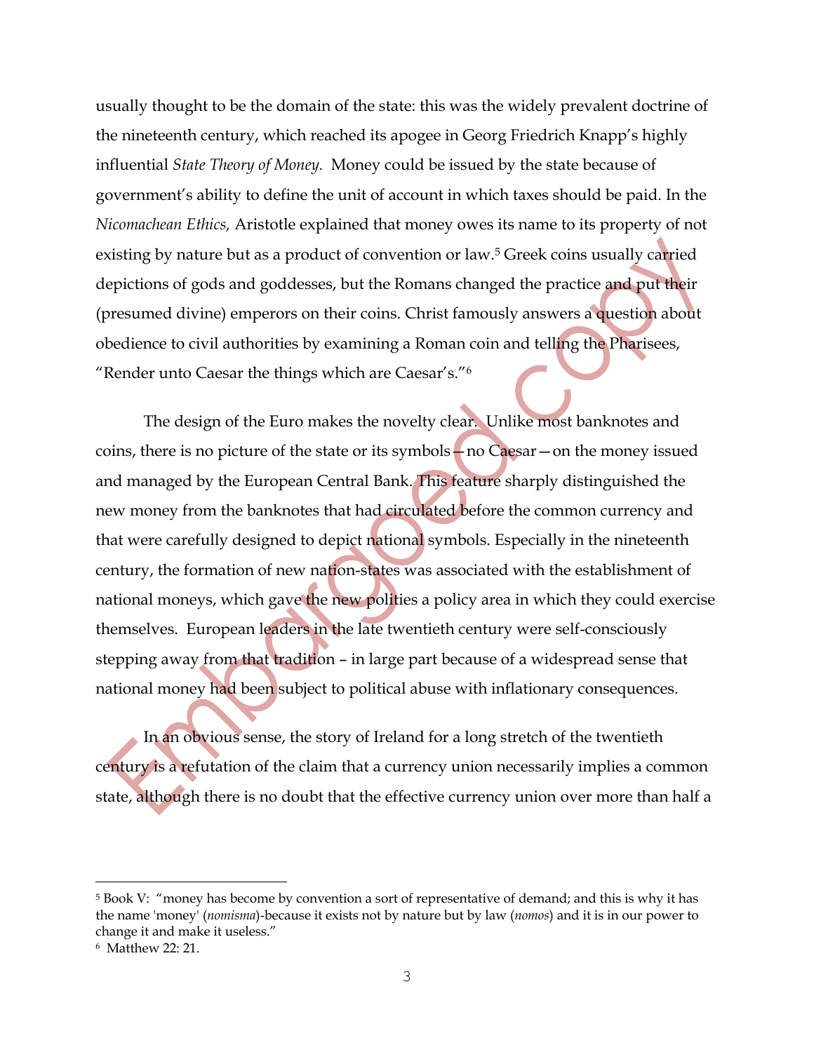usually thought to be the domain of the state: this was the widely prevalent doctrine of the nineteenth century, which reached its apogee in Georg Friedrich Knapp's highly influential *State Theory of Money.* Money could be issued by the state because of government's ability to define the unit of account in which taxes should be paid. In the *Nicomachean Ethics,* Aristotle explained that money owes its name to its property of not existing by nature but as a product of convention or law.[5] Greek coins usually carried depictions of gods and goddesses, but the Romans changed the practice and put their (presumed divine) emperors on their coins. Christ famously answers a question about obedience to civil authorities by examining a Roman coin and telling the Pharisees, "Render unto Caesar the things which are Caesar's."[6]

The design of the Euro makes the novelty clear. Unlike most banknotes and coins, there is no picture of the state or its symbols—no Caesar—on the money issued and managed by the European Central Bank. This feature sharply distinguished the new money from the banknotes that had circulated before the common currency and that were carefully designed to depict national symbols. Especially in the nineteenth century, the formation of new nation-states was associated with the establishment of national moneys, which gave the new polities a policy area in which they could exercise themselves. European leaders in the late twentieth century were self-consciously stepping away from that tradition – in large part because of a widespread sense that national money had been subject to political abuse with inflationary consequences.

In an obvious sense, the story of Ireland for a long stretch of the twentieth century is a refutation of the claim that a currency union necessarily implies a common state, although there is no doubt that the effective currency union over more than half a

---

[5] Book V: "money has become by convention a sort of representative of demand; and this is why it has the name 'money' (*nomisma*)-because it exists not by nature but by law (*nomos*) and it is in our power to change it and make it useless."

[6] Matthew 22: 21.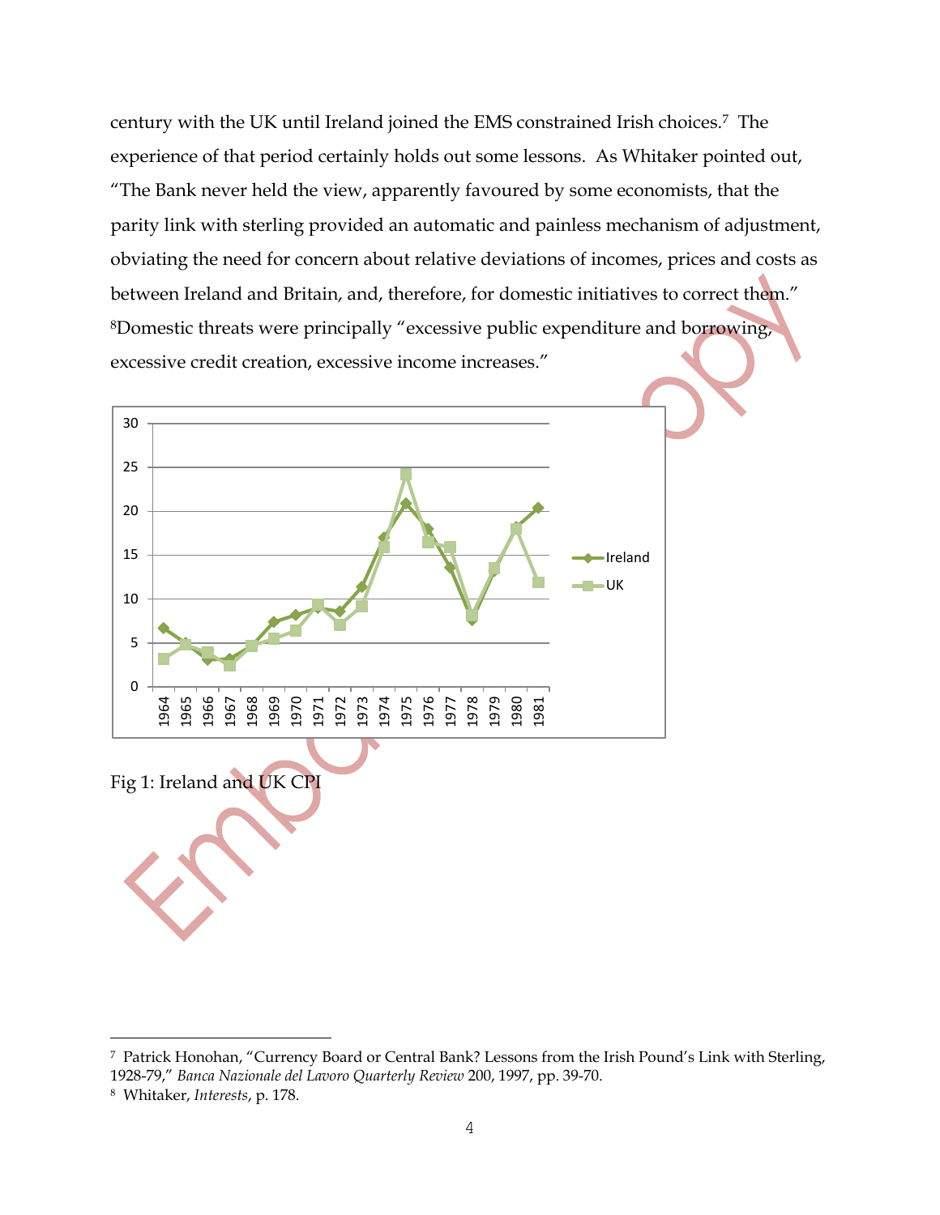century with the UK until Ireland joined the EMS constrained Irish choices.[7] The experience of that period certainly holds out some lessons. As Whitaker pointed out, "The Bank never held the view, apparently favoured by some economists, that the parity link with sterling provided an automatic and painless mechanism of adjustment, obviating the need for concern about relative deviations of incomes, prices and costs as between Ireland and Britain, and, therefore, for domestic initiatives to correct them."[8]Domestic threats were principally "excessive public expenditure and borrowing, excessive credit creation, excessive income increases."

Fig 1: Ireland and UK CPI

---

[7] Patrick Honohan, "Currency Board or Central Bank? Lessons from the Irish Pound's Link with Sterling, 1928-79," *Banca Nazionale del Lavoro Quarterly Review* 200, 1997, pp. 39-70.

[8] Whitaker, *Interests*, p. 178.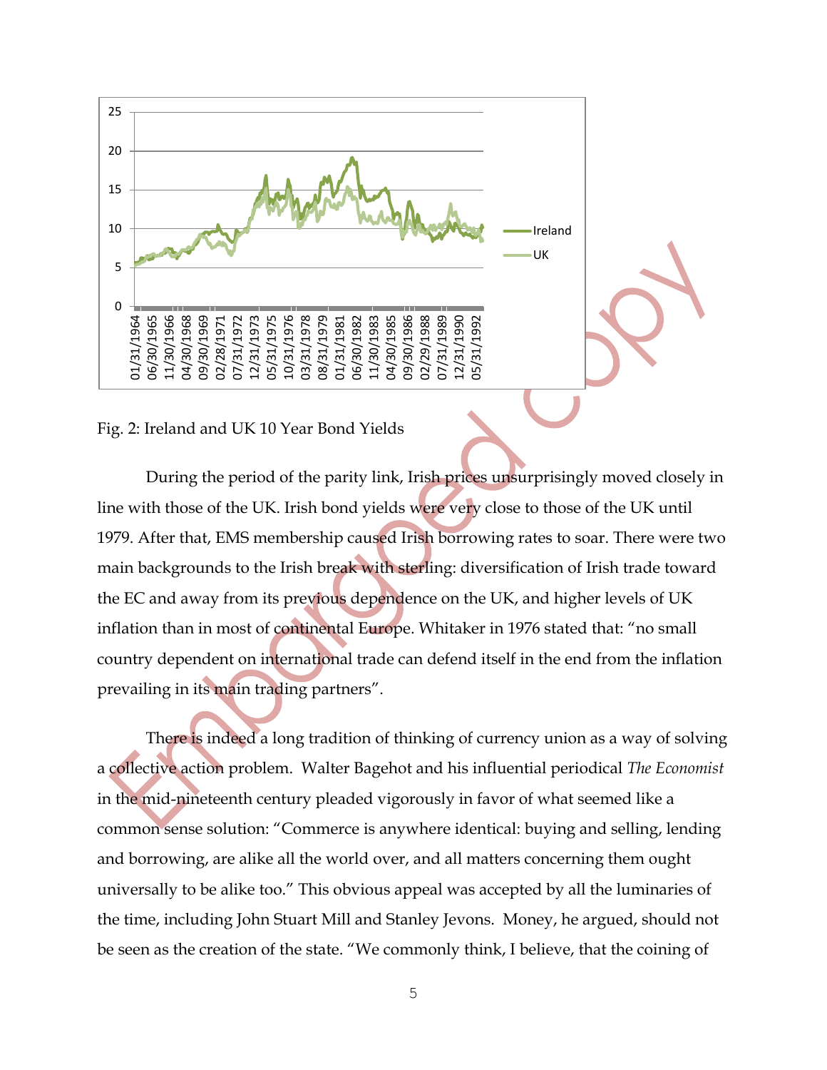Fig. 2: Ireland and UK 10 Year Bond Yields

During the period of the parity link, Irish prices unsurprisingly moved closely in line with those of the UK. Irish bond yields were very close to those of the UK until 1979. After that, EMS membership caused Irish borrowing rates to soar. There were two main backgrounds to the Irish break with sterling: diversification of Irish trade toward the EC and away from its previous dependence on the UK, and higher levels of UK inflation than in most of continental Europe. Whitaker in 1976 stated that: "no small country dependent on international trade can defend itself in the end from the inflation prevailing in its main trading partners".

There is indeed a long tradition of thinking of currency union as a way of solving a collective action problem. Walter Bagehot and his influential periodical *The Economist* in the mid-nineteenth century pleaded vigorously in favor of what seemed like a common sense solution: "Commerce is anywhere identical: buying and selling, lending and borrowing, are alike all the world over, and all matters concerning them ought universally to be alike too." This obvious appeal was accepted by all the luminaries of the time, including John Stuart Mill and Stanley Jevons. Money, he argued, should not be seen as the creation of the state. "We commonly think, I believe, that the coining of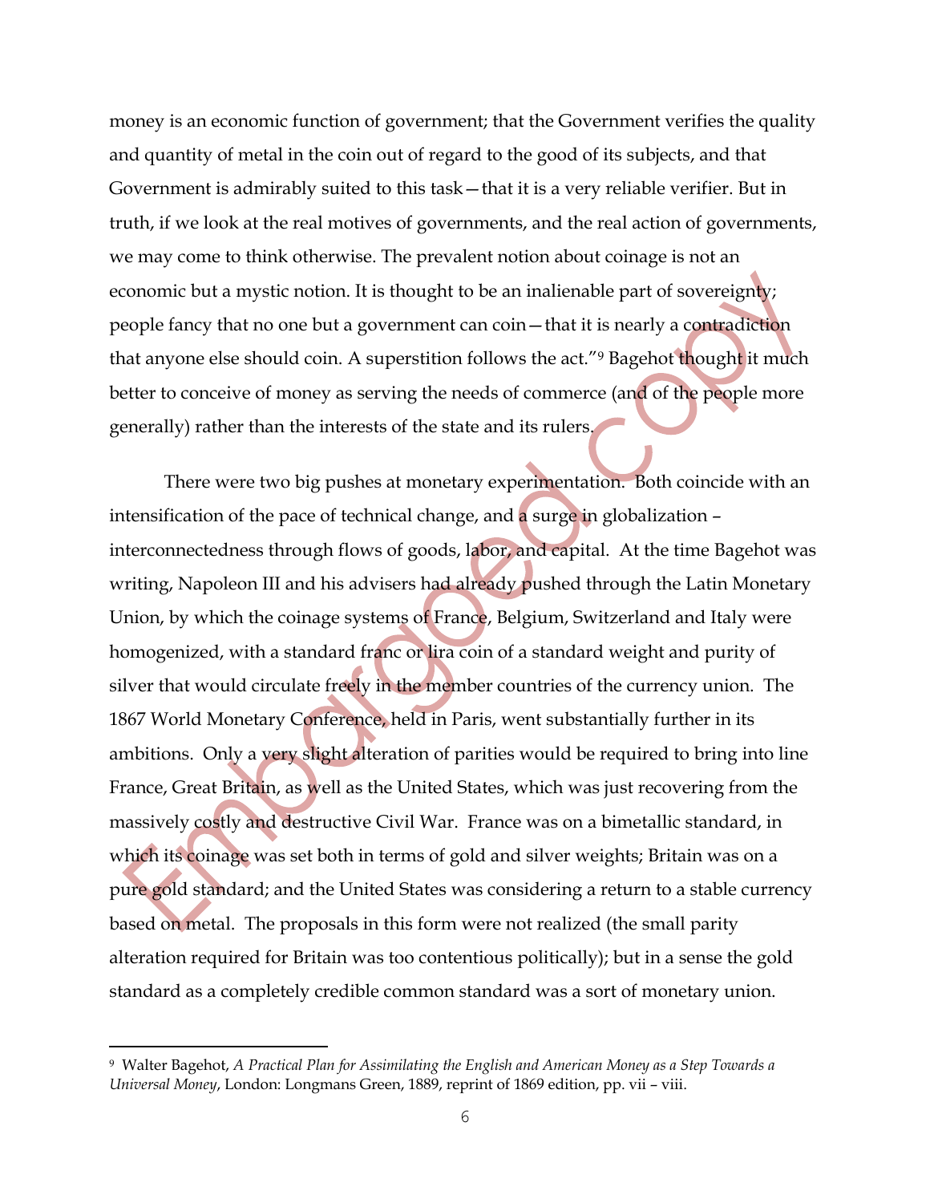money is an economic function of government; that the Government verifies the quality and quantity of metal in the coin out of regard to the good of its subjects, and that Government is admirably suited to this task—that it is a very reliable verifier. But in truth, if we look at the real motives of governments, and the real action of governments, we may come to think otherwise. The prevalent notion about coinage is not an economic but a mystic notion. It is thought to be an inalienable part of sovereignty; people fancy that no one but a government can coin—that it is nearly a contradiction that anyone else should coin. A superstition follows the act."[9] Bagehot thought it much better to conceive of money as serving the needs of commerce (and of the people more generally) rather than the interests of the state and its rulers.

There were two big pushes at monetary experimentation. Both coincide with an intensification of the pace of technical change, and a surge in globalization – interconnectedness through flows of goods, labor, and capital. At the time Bagehot was writing, Napoleon III and his advisers had already pushed through the Latin Monetary Union, by which the coinage systems of France, Belgium, Switzerland and Italy were homogenized, with a standard franc or lira coin of a standard weight and purity of silver that would circulate freely in the member countries of the currency union. The 1867 World Monetary Conference, held in Paris, went substantially further in its ambitions. Only a very slight alteration of parities would be required to bring into line France, Great Britain, as well as the United States, which was just recovering from the massively costly and destructive Civil War. France was on a bimetallic standard, in which its coinage was set both in terms of gold and silver weights; Britain was on a pure gold standard; and the United States was considering a return to a stable currency based on metal. The proposals in this form were not realized (the small parity alteration required for Britain was too contentious politically); but in a sense the gold standard as a completely credible common standard was a sort of monetary union.

---

[9] Walter Bagehot, *A Practical Plan for Assimilating the English and American Money as a Step Towards a Universal Money*, London: Longmans Green, 1889, reprint of 1869 edition, pp. vii – viii.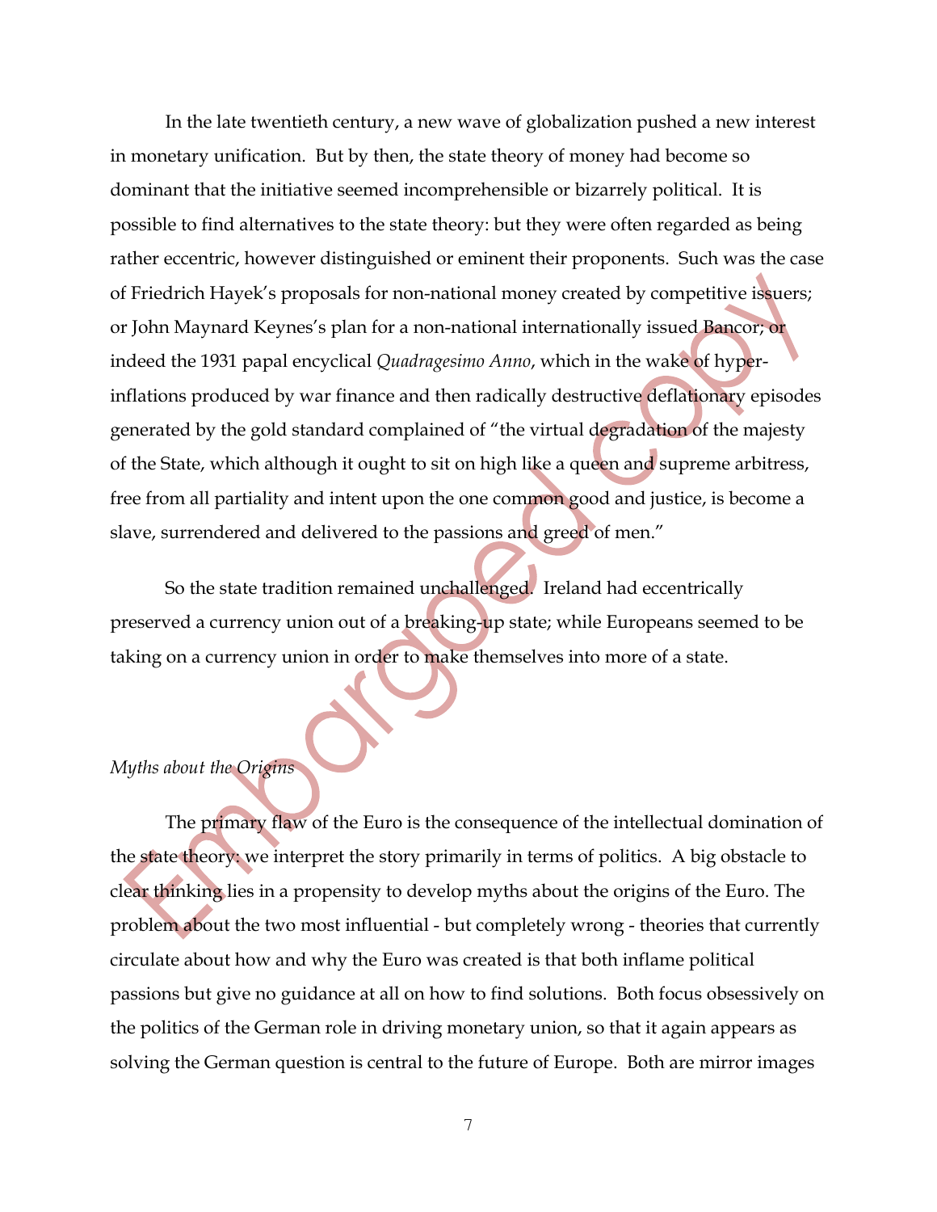In the late twentieth century, a new wave of globalization pushed a new interest in monetary unification. But by then, the state theory of money had become so dominant that the initiative seemed incomprehensible or bizarrely political. It is possible to find alternatives to the state theory: but they were often regarded as being rather eccentric, however distinguished or eminent their proponents. Such was the case of Friedrich Hayek's proposals for non-national money created by competitive issuers; or John Maynard Keynes's plan for a non-national internationally issued Bancor; or indeed the 1931 papal encyclical *Quadragesimo Anno*, which in the wake of hyper-inflations produced by war finance and then radically destructive deflationary episodes generated by the gold standard complained of "the virtual degradation of the majesty of the State, which although it ought to sit on high like a queen and supreme arbitress, free from all partiality and intent upon the one common good and justice, is become a slave, surrendered and delivered to the passions and greed of men."

So the state tradition remained unchallenged. Ireland had eccentrically preserved a currency union out of a breaking-up state; while Europeans seemed to be taking on a currency union in order to make themselves into more of a state.

### *Myths about the Origins*

The primary flaw of the Euro is the consequence of the intellectual domination of the state theory: we interpret the story primarily in terms of politics. A big obstacle to clear thinking lies in a propensity to develop myths about the origins of the Euro. The problem about the two most influential - but completely wrong - theories that currently circulate about how and why the Euro was created is that both inflame political passions but give no guidance at all on how to find solutions. Both focus obsessively on the politics of the German role in driving monetary union, so that it again appears as solving the German question is central to the future of Europe. Both are mirror images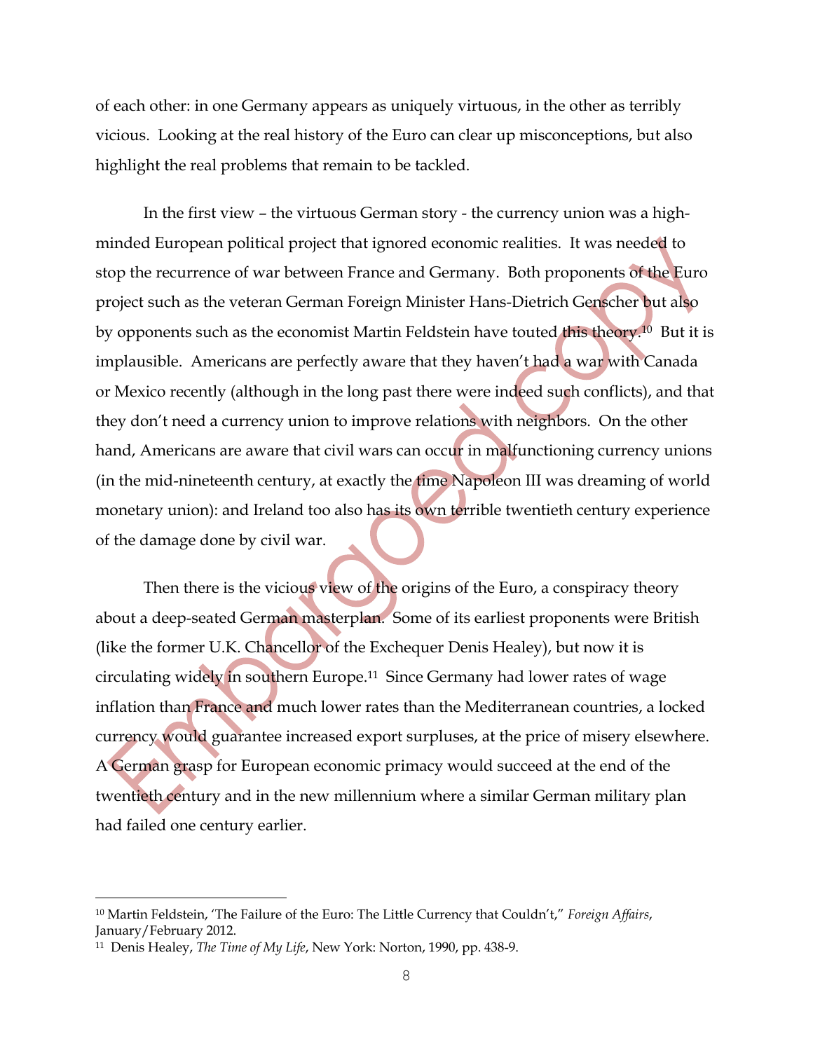of each other: in one Germany appears as uniquely virtuous, in the other as terribly vicious. Looking at the real history of the Euro can clear up misconceptions, but also highlight the real problems that remain to be tackled.

In the first view – the virtuous German story - the currency union was a high-minded European political project that ignored economic realities. It was needed to stop the recurrence of war between France and Germany. Both proponents of the Euro project such as the veteran German Foreign Minister Hans-Dietrich Genscher but also by opponents such as the economist Martin Feldstein have touted this theory.[10] But it is implausible. Americans are perfectly aware that they haven't had a war with Canada or Mexico recently (although in the long past there were indeed such conflicts), and that they don't need a currency union to improve relations with neighbors. On the other hand, Americans are aware that civil wars can occur in malfunctioning currency unions (in the mid-nineteenth century, at exactly the time Napoleon III was dreaming of world monetary union): and Ireland too also has its own terrible twentieth century experience of the damage done by civil war.

Then there is the vicious view of the origins of the Euro, a conspiracy theory about a deep-seated German masterplan. Some of its earliest proponents were British (like the former U.K. Chancellor of the Exchequer Denis Healey), but now it is circulating widely in southern Europe.[11] Since Germany had lower rates of wage inflation than France and much lower rates than the Mediterranean countries, a locked currency would guarantee increased export surpluses, at the price of misery elsewhere. A German grasp for European economic primacy would succeed at the end of the twentieth century and in the new millennium where a similar German military plan had failed one century earlier.

---

[10] Martin Feldstein, 'The Failure of the Euro: The Little Currency that Couldn't," *Foreign Affairs*, January/February 2012.

[11] Denis Healey, *The Time of My Life*, New York: Norton, 1990, pp. 438-9.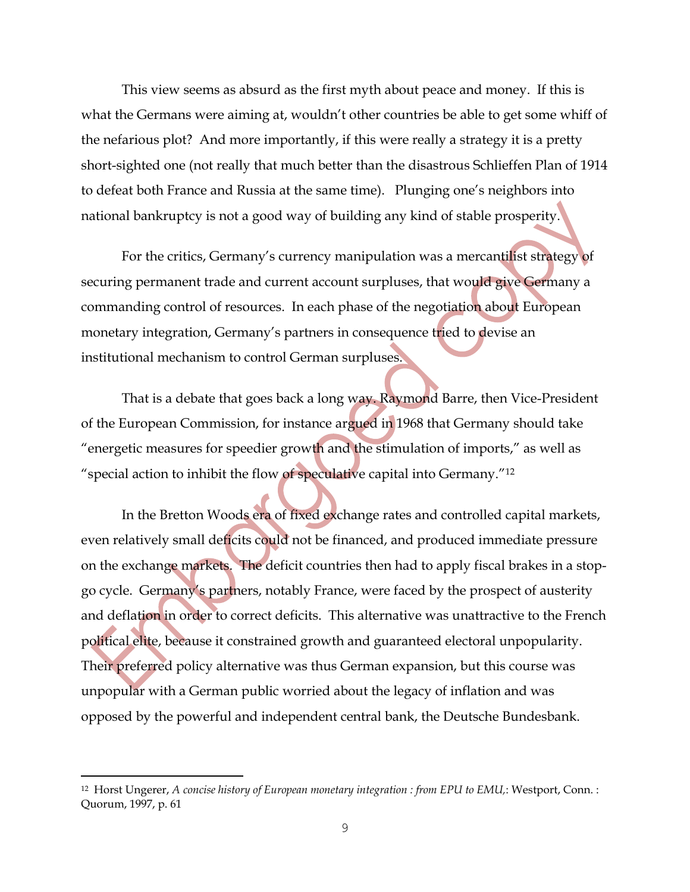This view seems as absurd as the first myth about peace and money. If this is what the Germans were aiming at, wouldn't other countries be able to get some whiff of the nefarious plot? And more importantly, if this were really a strategy it is a pretty short-sighted one (not really that much better than the disastrous Schlieffen Plan of 1914 to defeat both France and Russia at the same time). Plunging one's neighbors into national bankruptcy is not a good way of building any kind of stable prosperity.

For the critics, Germany's currency manipulation was a mercantilist strategy of securing permanent trade and current account surpluses, that would give Germany a commanding control of resources. In each phase of the negotiation about European monetary integration, Germany's partners in consequence tried to devise an institutional mechanism to control German surpluses.

That is a debate that goes back a long way. Raymond Barre, then Vice-President of the European Commission, for instance argued in 1968 that Germany should take "energetic measures for speedier growth and the stimulation of imports," as well as "special action to inhibit the flow of speculative capital into Germany."[12]

In the Bretton Woods era of fixed exchange rates and controlled capital markets, even relatively small deficits could not be financed, and produced immediate pressure on the exchange markets. The deficit countries then had to apply fiscal brakes in a stop-go cycle. Germany's partners, notably France, were faced by the prospect of austerity and deflation in order to correct deficits. This alternative was unattractive to the French political elite, because it constrained growth and guaranteed electoral unpopularity. Their preferred policy alternative was thus German expansion, but this course was unpopular with a German public worried about the legacy of inflation and was opposed by the powerful and independent central bank, the Deutsche Bundesbank.

---

[12] Horst Ungerer, *A concise history of European monetary integration : from EPU to EMU,*: Westport, Conn. : Quorum, 1997, p. 61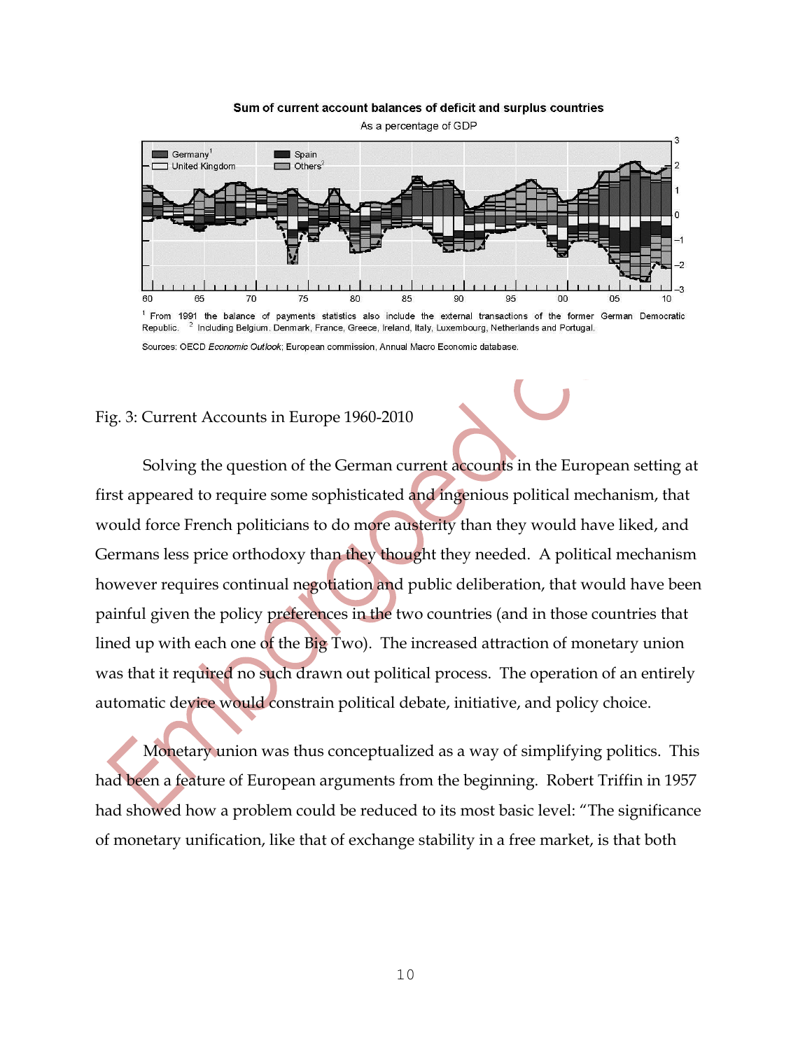Sum of current account balances of deficit and surplus countries

As a percentage of GDP

[1] From 1991 the balance of payments statistics also include the external transactions of the former German Democratic Republic. [2] Including Belgium, Denmark, France, Greece, Ireland, Italy, Luxembourg, Netherlands and Portugal.

Sources: OECD *Economic Outlook*; European commission, Annual Macro Economic database.

Fig. 3: Current Accounts in Europe 1960-2010

Solving the question of the German current accounts in the European setting at first appeared to require some sophisticated and ingenious political mechanism, that would force French politicians to do more austerity than they would have liked, and Germans less price orthodoxy than they thought they needed. A political mechanism however requires continual negotiation and public deliberation, that would have been painful given the policy preferences in the two countries (and in those countries that lined up with each one of the Big Two). The increased attraction of monetary union was that it required no such drawn out political process. The operation of an entirely automatic device would constrain political debate, initiative, and policy choice.

Monetary union was thus conceptualized as a way of simplifying politics. This had been a feature of European arguments from the beginning. Robert Triffin in 1957 had showed how a problem could be reduced to its most basic level: "The significance of monetary unification, like that of exchange stability in a free market, is that both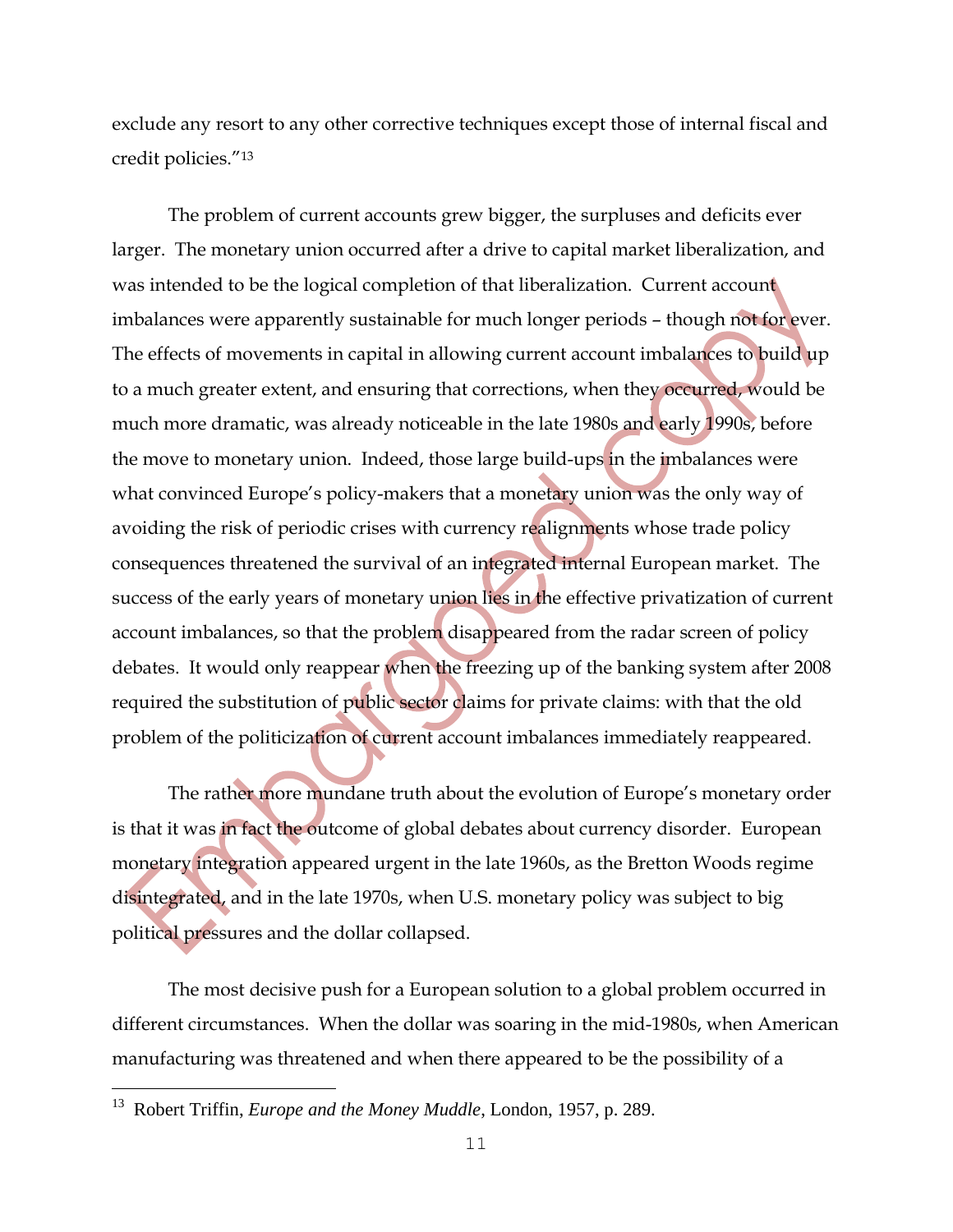exclude any resort to any other corrective techniques except those of internal fiscal and credit policies."[13]

The problem of current accounts grew bigger, the surpluses and deficits ever larger. The monetary union occurred after a drive to capital market liberalization, and was intended to be the logical completion of that liberalization. Current account imbalances were apparently sustainable for much longer periods – though not for ever. The effects of movements in capital in allowing current account imbalances to build up to a much greater extent, and ensuring that corrections, when they occurred, would be much more dramatic, was already noticeable in the late 1980s and early 1990s, before the move to monetary union. Indeed, those large build-ups in the imbalances were what convinced Europe's policy-makers that a monetary union was the only way of avoiding the risk of periodic crises with currency realignments whose trade policy consequences threatened the survival of an integrated internal European market. The success of the early years of monetary union lies in the effective privatization of current account imbalances, so that the problem disappeared from the radar screen of policy debates. It would only reappear when the freezing up of the banking system after 2008 required the substitution of public sector claims for private claims: with that the old problem of the politicization of current account imbalances immediately reappeared.

The rather more mundane truth about the evolution of Europe's monetary order is that it was in fact the outcome of global debates about currency disorder. European monetary integration appeared urgent in the late 1960s, as the Bretton Woods regime disintegrated, and in the late 1970s, when U.S. monetary policy was subject to big political pressures and the dollar collapsed.

The most decisive push for a European solution to a global problem occurred in different circumstances. When the dollar was soaring in the mid-1980s, when American manufacturing was threatened and when there appeared to be the possibility of a

---

[13] Robert Triffin, *Europe and the Money Muddle*, London, 1957, p. 289.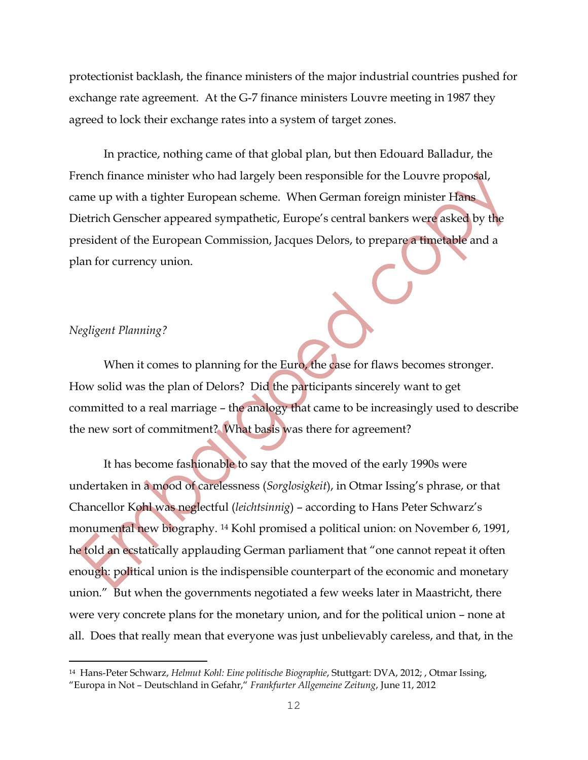protectionist backlash, the finance ministers of the major industrial countries pushed for exchange rate agreement. At the G-7 finance ministers Louvre meeting in 1987 they agreed to lock their exchange rates into a system of target zones.

In practice, nothing came of that global plan, but then Edouard Balladur, the French finance minister who had largely been responsible for the Louvre proposal, came up with a tighter European scheme. When German foreign minister Hans Dietrich Genscher appeared sympathetic, Europe's central bankers were asked by the president of the European Commission, Jacques Delors, to prepare a timetable and a plan for currency union.

*Negligent Planning?*

When it comes to planning for the Euro, the case for flaws becomes stronger. How solid was the plan of Delors? Did the participants sincerely want to get committed to a real marriage – the analogy that came to be increasingly used to describe the new sort of commitment? What basis was there for agreement?

It has become fashionable to say that the moved of the early 1990s were undertaken in a mood of carelessness (*Sorglosigkeit*), in Otmar Issing's phrase, or that Chancellor Kohl was neglectful (*leichtsinnig*) – according to Hans Peter Schwarz's monumental new biography. [14] Kohl promised a political union: on November 6, 1991, he told an ecstatically applauding German parliament that "one cannot repeat it often enough: political union is the indispensible counterpart of the economic and monetary union." But when the governments negotiated a few weeks later in Maastricht, there were very concrete plans for the monetary union, and for the political union – none at all. Does that really mean that everyone was just unbelievably careless, and that, in the

[14] Hans-Peter Schwarz, *Helmut Kohl: Eine politische Biographie*, Stuttgart: DVA, 2012; , Otmar Issing, "Europa in Not – Deutschland in Gefahr," *Frankfurter Allgemeine Zeitung*, June 11, 2012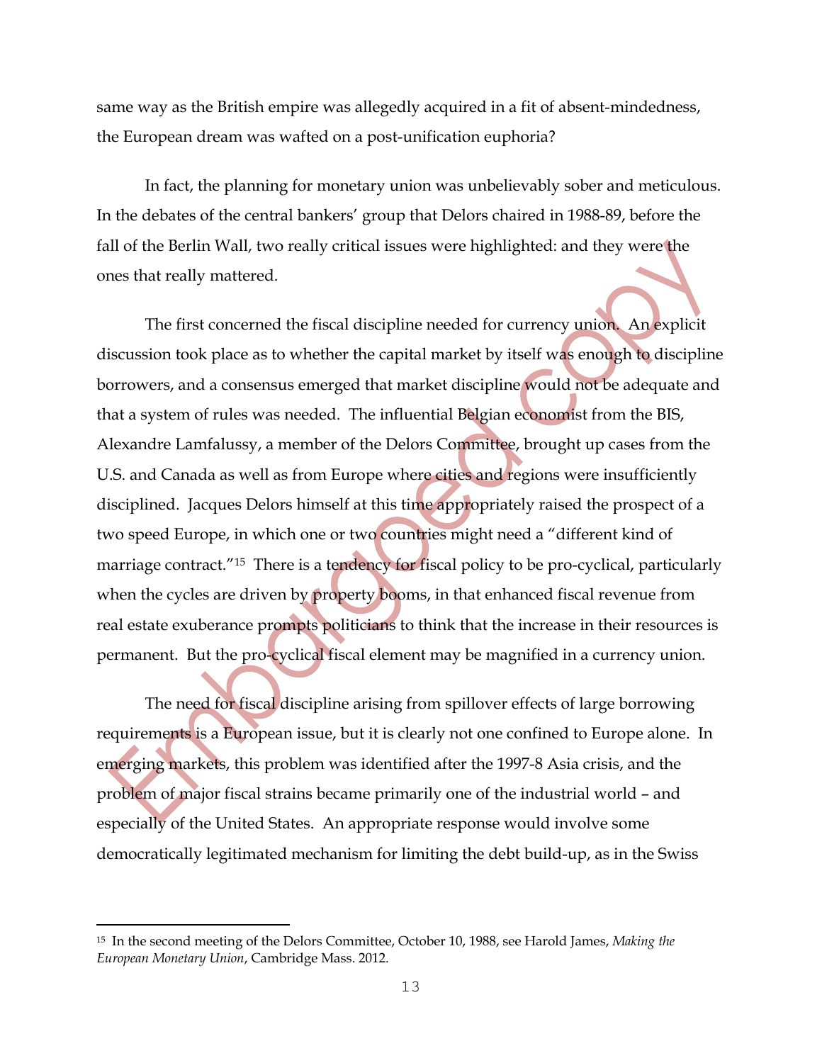same way as the British empire was allegedly acquired in a fit of absent-mindedness, the European dream was wafted on a post-unification euphoria?

In fact, the planning for monetary union was unbelievably sober and meticulous. In the debates of the central bankers' group that Delors chaired in 1988-89, before the fall of the Berlin Wall, two really critical issues were highlighted: and they were the ones that really mattered.

The first concerned the fiscal discipline needed for currency union. An explicit discussion took place as to whether the capital market by itself was enough to discipline borrowers, and a consensus emerged that market discipline would not be adequate and that a system of rules was needed. The influential Belgian economist from the BIS, Alexandre Lamfalussy, a member of the Delors Committee, brought up cases from the U.S. and Canada as well as from Europe where cities and regions were insufficiently disciplined. Jacques Delors himself at this time appropriately raised the prospect of a two speed Europe, in which one or two countries might need a "different kind of marriage contract."[15] There is a tendency for fiscal policy to be pro-cyclical, particularly when the cycles are driven by property booms, in that enhanced fiscal revenue from real estate exuberance prompts politicians to think that the increase in their resources is permanent. But the pro-cyclical fiscal element may be magnified in a currency union.

The need for fiscal discipline arising from spillover effects of large borrowing requirements is a European issue, but it is clearly not one confined to Europe alone. In emerging markets, this problem was identified after the 1997-8 Asia crisis, and the problem of major fiscal strains became primarily one of the industrial world – and especially of the United States. An appropriate response would involve some democratically legitimated mechanism for limiting the debt build-up, as in the Swiss

---

[15] In the second meeting of the Delors Committee, October 10, 1988, see Harold James, *Making the European Monetary Union*, Cambridge Mass. 2012.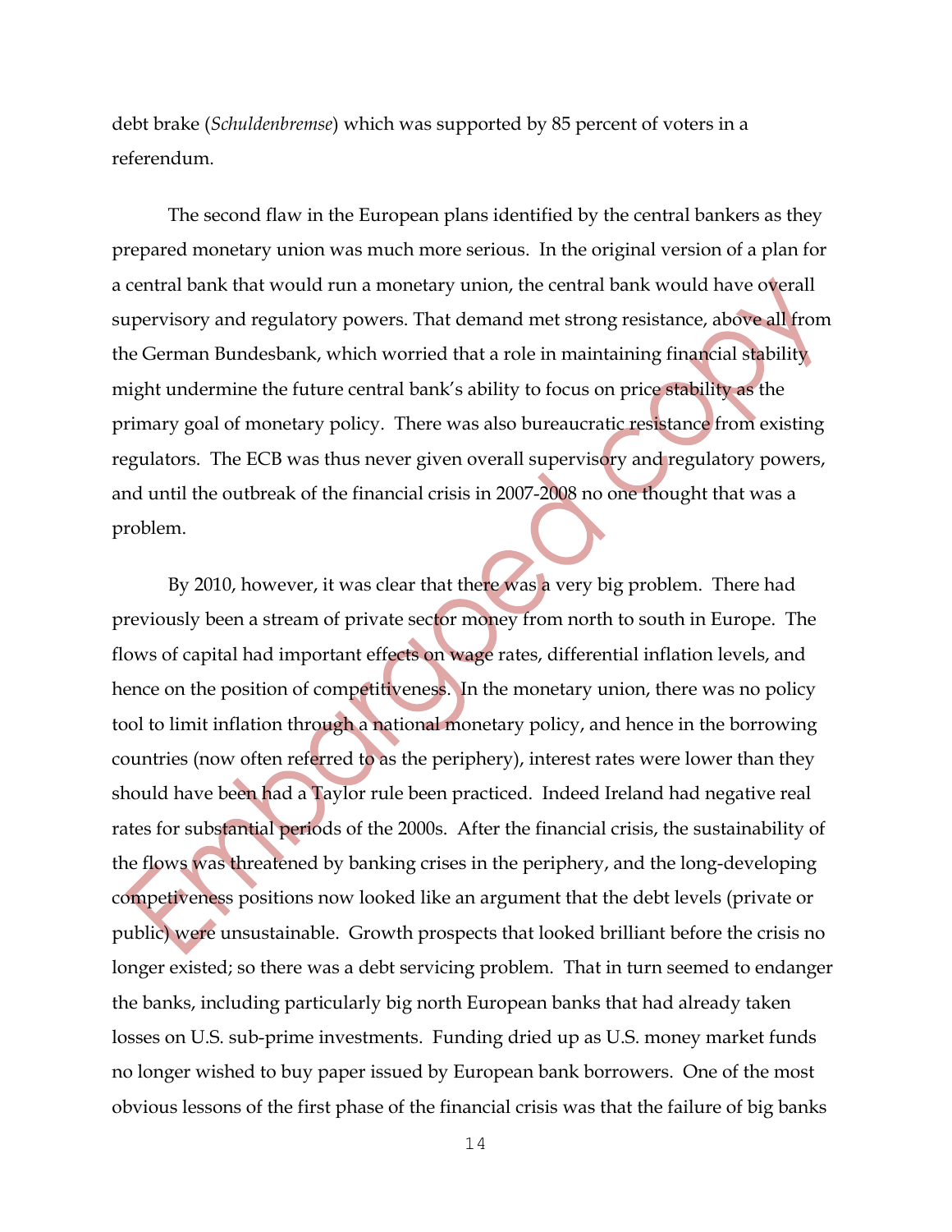debt brake (*Schuldenbremse*) which was supported by 85 percent of voters in a referendum.

The second flaw in the European plans identified by the central bankers as they prepared monetary union was much more serious. In the original version of a plan for a central bank that would run a monetary union, the central bank would have overall supervisory and regulatory powers. That demand met strong resistance, above all from the German Bundesbank, which worried that a role in maintaining financial stability might undermine the future central bank's ability to focus on price stability as the primary goal of monetary policy. There was also bureaucratic resistance from existing regulators. The ECB was thus never given overall supervisory and regulatory powers, and until the outbreak of the financial crisis in 2007-2008 no one thought that was a problem.

By 2010, however, it was clear that there was a very big problem. There had previously been a stream of private sector money from north to south in Europe. The flows of capital had important effects on wage rates, differential inflation levels, and hence on the position of competitiveness. In the monetary union, there was no policy tool to limit inflation through a national monetary policy, and hence in the borrowing countries (now often referred to as the periphery), interest rates were lower than they should have been had a Taylor rule been practiced. Indeed Ireland had negative real rates for substantial periods of the 2000s. After the financial crisis, the sustainability of the flows was threatened by banking crises in the periphery, and the long-developing competiveness positions now looked like an argument that the debt levels (private or public) were unsustainable. Growth prospects that looked brilliant before the crisis no longer existed; so there was a debt servicing problem. That in turn seemed to endanger the banks, including particularly big north European banks that had already taken losses on U.S. sub-prime investments. Funding dried up as U.S. money market funds no longer wished to buy paper issued by European bank borrowers. One of the most obvious lessons of the first phase of the financial crisis was that the failure of big banks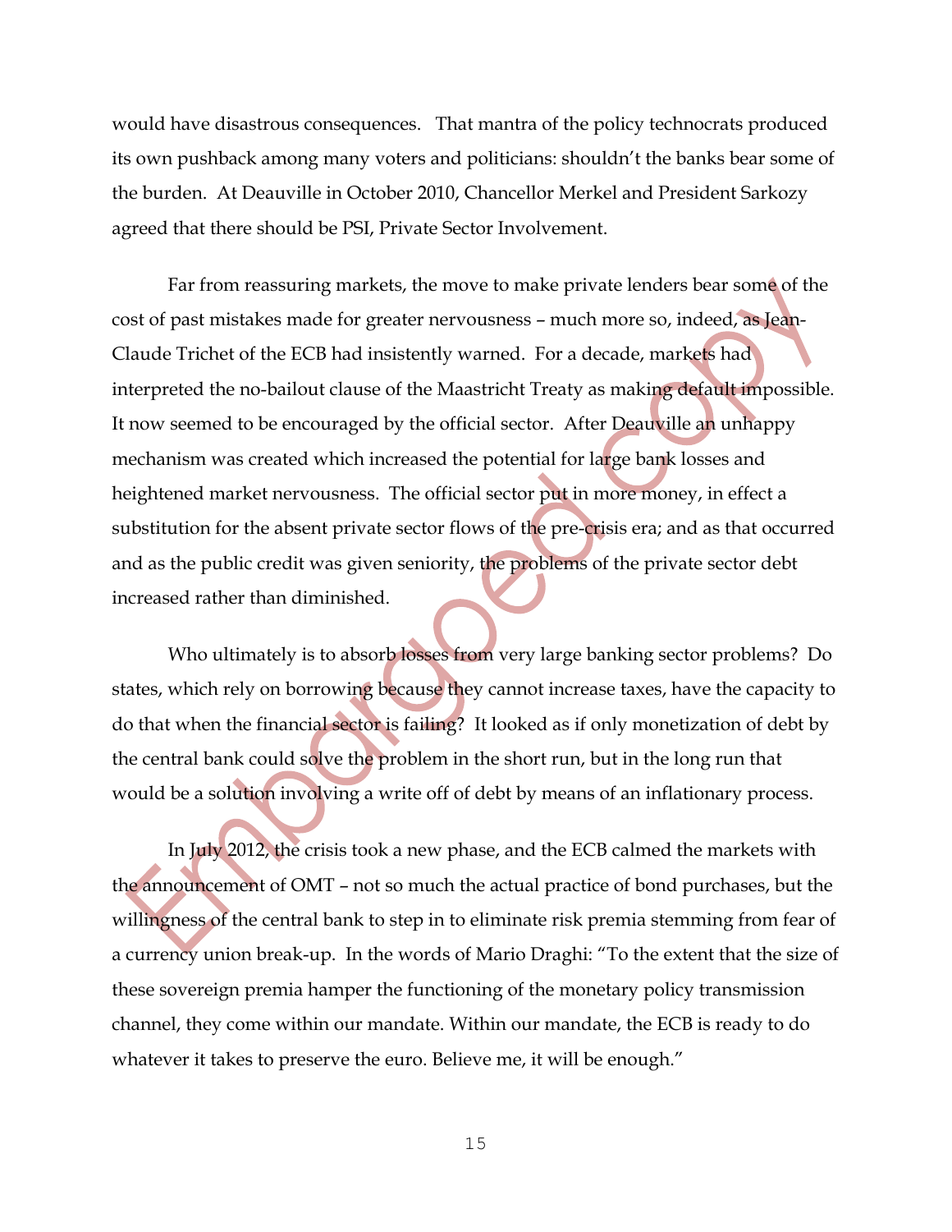would have disastrous consequences. That mantra of the policy technocrats produced its own pushback among many voters and politicians: shouldn't the banks bear some of the burden. At Deauville in October 2010, Chancellor Merkel and President Sarkozy agreed that there should be PSI, Private Sector Involvement.

Far from reassuring markets, the move to make private lenders bear some of the cost of past mistakes made for greater nervousness – much more so, indeed, as Jean-Claude Trichet of the ECB had insistently warned. For a decade, markets had interpreted the no-bailout clause of the Maastricht Treaty as making default impossible. It now seemed to be encouraged by the official sector. After Deauville an unhappy mechanism was created which increased the potential for large bank losses and heightened market nervousness. The official sector put in more money, in effect a substitution for the absent private sector flows of the pre-crisis era; and as that occurred and as the public credit was given seniority, the problems of the private sector debt increased rather than diminished.

Who ultimately is to absorb losses from very large banking sector problems? Do states, which rely on borrowing because they cannot increase taxes, have the capacity to do that when the financial sector is failing? It looked as if only monetization of debt by the central bank could solve the problem in the short run, but in the long run that would be a solution involving a write off of debt by means of an inflationary process.

In July 2012, the crisis took a new phase, and the ECB calmed the markets with the announcement of OMT – not so much the actual practice of bond purchases, but the willingness of the central bank to step in to eliminate risk premia stemming from fear of a currency union break-up. In the words of Mario Draghi: "To the extent that the size of these sovereign premia hamper the functioning of the monetary policy transmission channel, they come within our mandate. Within our mandate, the ECB is ready to do whatever it takes to preserve the euro. Believe me, it will be enough."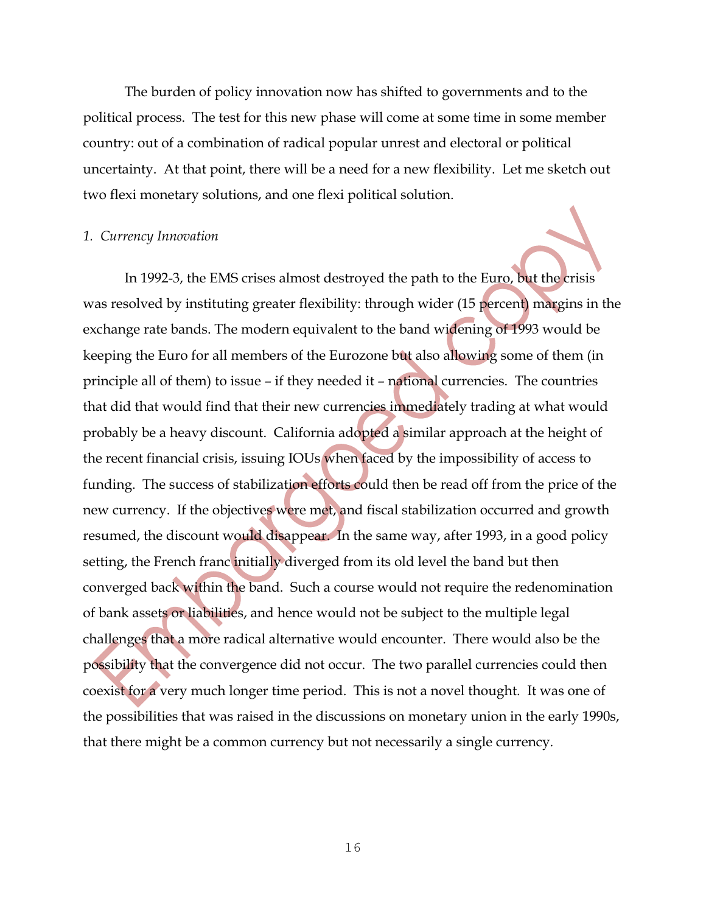The burden of policy innovation now has shifted to governments and to the political process. The test for this new phase will come at some time in some member country: out of a combination of radical popular unrest and electoral or political uncertainty. At that point, there will be a need for a new flexibility. Let me sketch out two flexi monetary solutions, and one flexi political solution.

*1. Currency Innovation*

In 1992-3, the EMS crises almost destroyed the path to the Euro, but the crisis was resolved by instituting greater flexibility: through wider (15 percent) margins in the exchange rate bands. The modern equivalent to the band widening of 1993 would be keeping the Euro for all members of the Eurozone but also allowing some of them (in principle all of them) to issue – if they needed it – national currencies. The countries that did that would find that their new currencies immediately trading at what would probably be a heavy discount. California adopted a similar approach at the height of the recent financial crisis, issuing IOUs when faced by the impossibility of access to funding. The success of stabilization efforts could then be read off from the price of the new currency. If the objectives were met, and fiscal stabilization occurred and growth resumed, the discount would disappear. In the same way, after 1993, in a good policy setting, the French franc initially diverged from its old level the band but then converged back within the band. Such a course would not require the redenomination of bank assets or liabilities, and hence would not be subject to the multiple legal challenges that a more radical alternative would encounter. There would also be the possibility that the convergence did not occur. The two parallel currencies could then coexist for a very much longer time period. This is not a novel thought. It was one of the possibilities that was raised in the discussions on monetary union in the early 1990s, that there might be a common currency but not necessarily a single currency.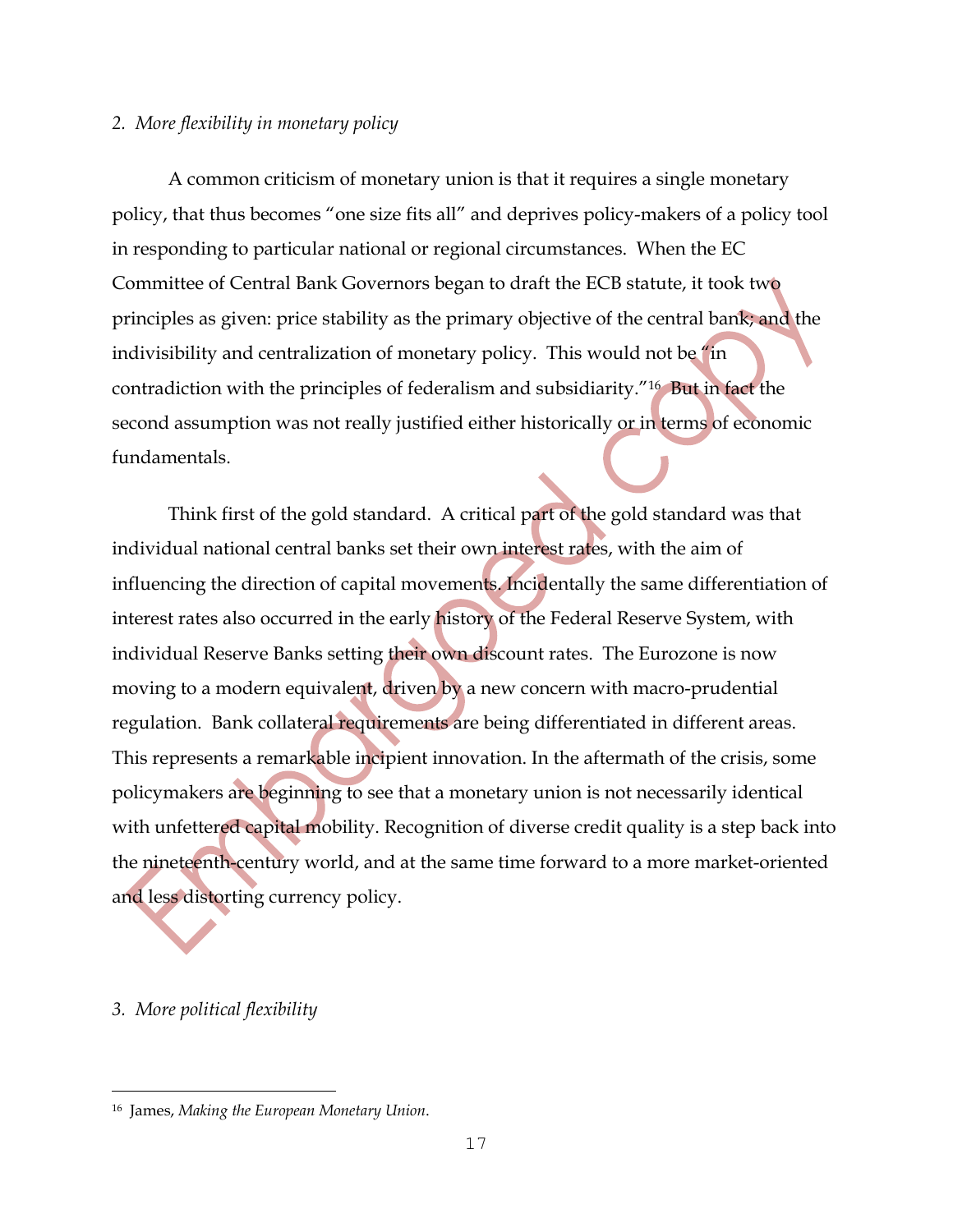*2. More flexibility in monetary policy*

A common criticism of monetary union is that it requires a single monetary policy, that thus becomes "one size fits all" and deprives policy-makers of a policy tool in responding to particular national or regional circumstances. When the EC Committee of Central Bank Governors began to draft the ECB statute, it took two principles as given: price stability as the primary objective of the central bank; and the indivisibility and centralization of monetary policy. This would not be "in contradiction with the principles of federalism and subsidiarity."[16] But in fact the second assumption was not really justified either historically or in terms of economic fundamentals.

Think first of the gold standard. A critical part of the gold standard was that individual national central banks set their own interest rates, with the aim of influencing the direction of capital movements. Incidentally the same differentiation of interest rates also occurred in the early history of the Federal Reserve System, with individual Reserve Banks setting their own discount rates. The Eurozone is now moving to a modern equivalent, driven by a new concern with macro-prudential regulation. Bank collateral requirements are being differentiated in different areas. This represents a remarkable incipient innovation. In the aftermath of the crisis, some policymakers are beginning to see that a monetary union is not necessarily identical with unfettered capital mobility. Recognition of diverse credit quality is a step back into the nineteenth-century world, and at the same time forward to a more market-oriented and less distorting currency policy.

*3. More political flexibility*

---

[16] James, *Making the European Monetary Union*.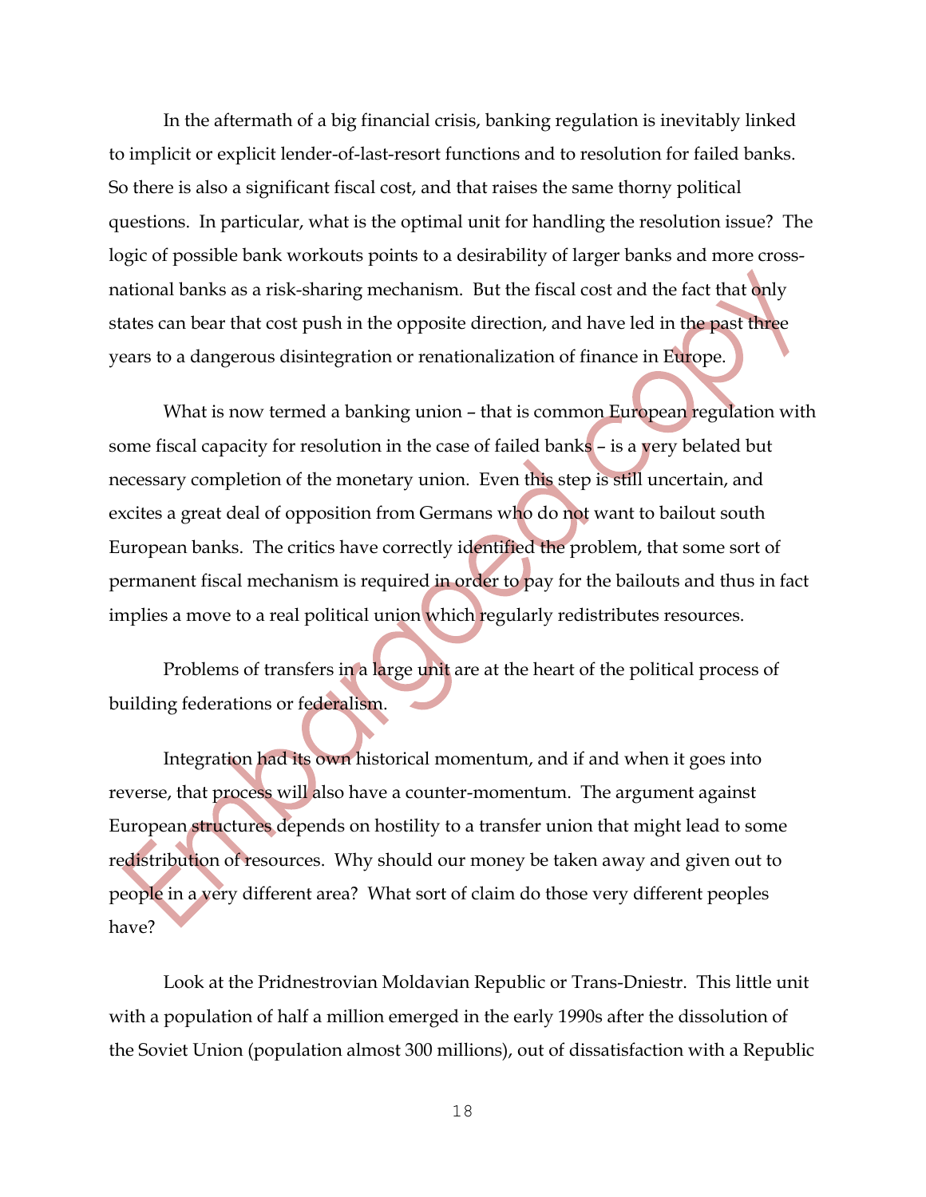In the aftermath of a big financial crisis, banking regulation is inevitably linked to implicit or explicit lender-of-last-resort functions and to resolution for failed banks. So there is also a significant fiscal cost, and that raises the same thorny political questions. In particular, what is the optimal unit for handling the resolution issue? The logic of possible bank workouts points to a desirability of larger banks and more cross-national banks as a risk-sharing mechanism. But the fiscal cost and the fact that only states can bear that cost push in the opposite direction, and have led in the past three years to a dangerous disintegration or renationalization of finance in Europe.

What is now termed a banking union – that is common European regulation with some fiscal capacity for resolution in the case of failed banks – is a very belated but necessary completion of the monetary union. Even this step is still uncertain, and excites a great deal of opposition from Germans who do not want to bailout south European banks. The critics have correctly identified the problem, that some sort of permanent fiscal mechanism is required in order to pay for the bailouts and thus in fact implies a move to a real political union which regularly redistributes resources.

Problems of transfers in a large unit are at the heart of the political process of building federations or federalism.

Integration had its own historical momentum, and if and when it goes into reverse, that process will also have a counter-momentum. The argument against European structures depends on hostility to a transfer union that might lead to some redistribution of resources. Why should our money be taken away and given out to people in a very different area? What sort of claim do those very different peoples have?

Look at the Pridnestrovian Moldavian Republic or Trans-Dniestr. This little unit with a population of half a million emerged in the early 1990s after the dissolution of the Soviet Union (population almost 300 millions), out of dissatisfaction with a Republic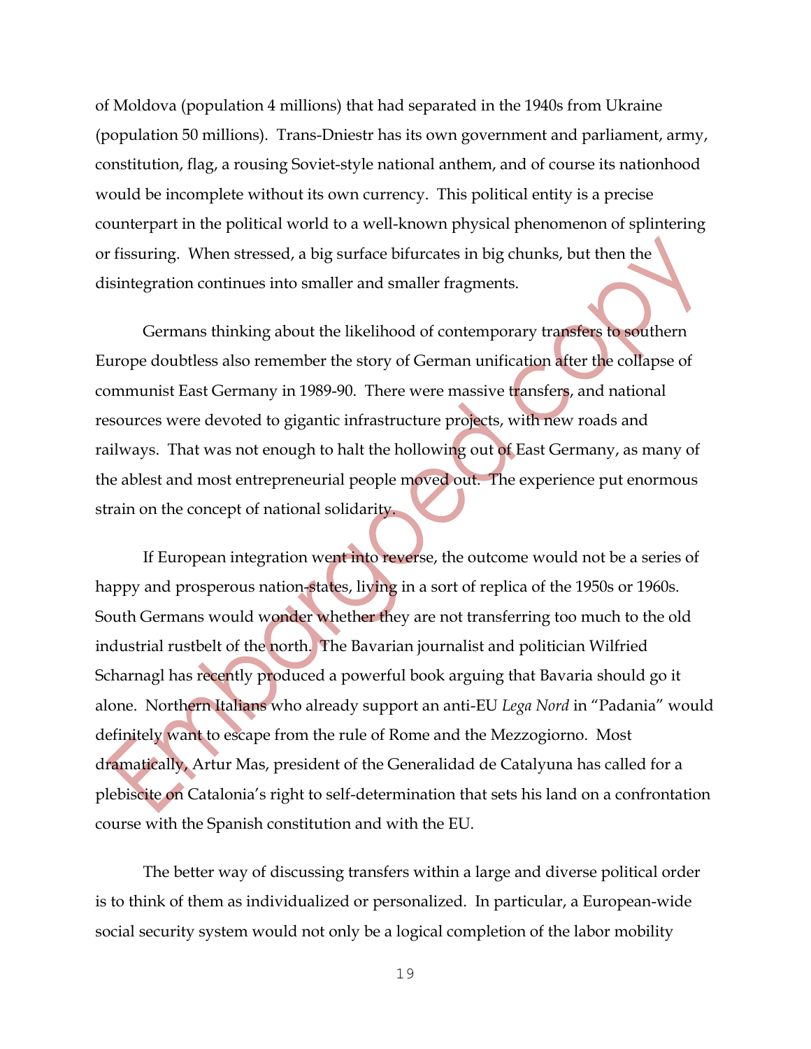of Moldova (population 4 millions) that had separated in the 1940s from Ukraine (population 50 millions). Trans-Dniestr has its own government and parliament, army, constitution, flag, a rousing Soviet-style national anthem, and of course its nationhood would be incomplete without its own currency. This political entity is a precise counterpart in the political world to a well-known physical phenomenon of splintering or fissuring. When stressed, a big surface bifurcates in big chunks, but then the disintegration continues into smaller and smaller fragments.

Germans thinking about the likelihood of contemporary transfers to southern Europe doubtless also remember the story of German unification after the collapse of communist East Germany in 1989-90. There were massive transfers, and national resources were devoted to gigantic infrastructure projects, with new roads and railways. That was not enough to halt the hollowing out of East Germany, as many of the ablest and most entrepreneurial people moved out. The experience put enormous strain on the concept of national solidarity.

If European integration went into reverse, the outcome would not be a series of happy and prosperous nation-states, living in a sort of replica of the 1950s or 1960s. South Germans would wonder whether they are not transferring too much to the old industrial rustbelt of the north. The Bavarian journalist and politician Wilfried Scharnagl has recently produced a powerful book arguing that Bavaria should go it alone. Northern Italians who already support an anti-EU *Lega Nord* in "Padania" would definitely want to escape from the rule of Rome and the Mezzogiorno. Most dramatically, Artur Mas, president of the Generalidad de Catalyuna has called for a plebiscite on Catalonia's right to self-determination that sets his land on a confrontation course with the Spanish constitution and with the EU.

The better way of discussing transfers within a large and diverse political order is to think of them as individualized or personalized. In particular, a European-wide social security system would not only be a logical completion of the labor mobility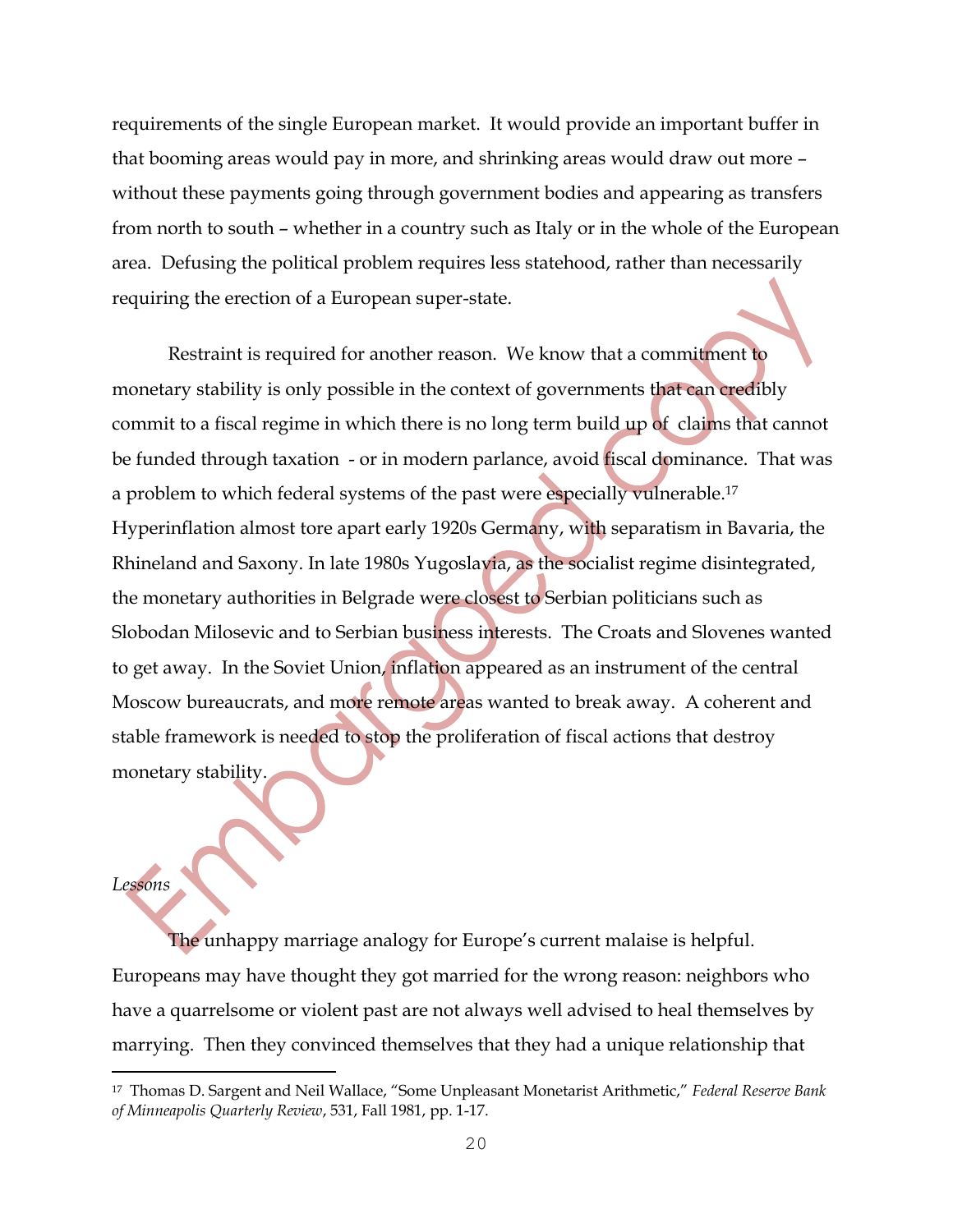requirements of the single European market. It would provide an important buffer in that booming areas would pay in more, and shrinking areas would draw out more – without these payments going through government bodies and appearing as transfers from north to south – whether in a country such as Italy or in the whole of the European area. Defusing the political problem requires less statehood, rather than necessarily requiring the erection of a European super-state.

Restraint is required for another reason. We know that a commitment to monetary stability is only possible in the context of governments that can credibly commit to a fiscal regime in which there is no long term build up of claims that cannot be funded through taxation - or in modern parlance, avoid fiscal dominance. That was a problem to which federal systems of the past were especially vulnerable.[17] Hyperinflation almost tore apart early 1920s Germany, with separatism in Bavaria, the Rhineland and Saxony. In late 1980s Yugoslavia, as the socialist regime disintegrated, the monetary authorities in Belgrade were closest to Serbian politicians such as Slobodan Milosevic and to Serbian business interests. The Croats and Slovenes wanted to get away. In the Soviet Union, inflation appeared as an instrument of the central Moscow bureaucrats, and more remote areas wanted to break away. A coherent and stable framework is needed to stop the proliferation of fiscal actions that destroy monetary stability.

*Lessons*

The unhappy marriage analogy for Europe's current malaise is helpful. Europeans may have thought they got married for the wrong reason: neighbors who have a quarrelsome or violent past are not always well advised to heal themselves by marrying. Then they convinced themselves that they had a unique relationship that

---

[17] Thomas D. Sargent and Neil Wallace, "Some Unpleasant Monetarist Arithmetic," *Federal Reserve Bank of Minneapolis Quarterly Review*, 531, Fall 1981, pp. 1-17.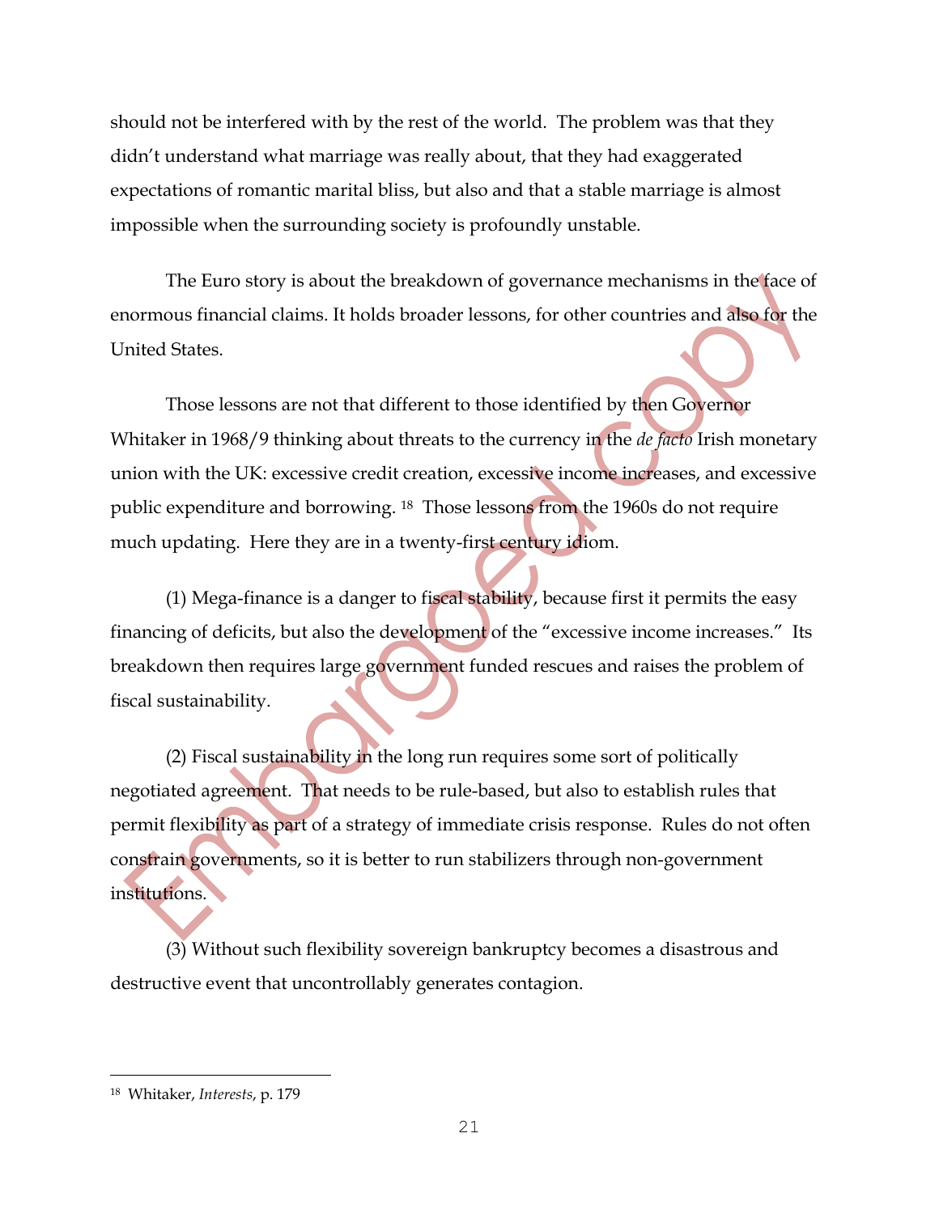should not be interfered with by the rest of the world. The problem was that they didn't understand what marriage was really about, that they had exaggerated expectations of romantic marital bliss, but also and that a stable marriage is almost impossible when the surrounding society is profoundly unstable.

The Euro story is about the breakdown of governance mechanisms in the face of enormous financial claims. It holds broader lessons, for other countries and also for the United States.

Those lessons are not that different to those identified by then Governor Whitaker in 1968/9 thinking about threats to the currency in the *de facto* Irish monetary union with the UK: excessive credit creation, excessive income increases, and excessive public expenditure and borrowing. [18] Those lessons from the 1960s do not require much updating. Here they are in a twenty-first century idiom.

(1) Mega-finance is a danger to fiscal stability, because first it permits the easy financing of deficits, but also the development of the "excessive income increases." Its breakdown then requires large government funded rescues and raises the problem of fiscal sustainability.

(2) Fiscal sustainability in the long run requires some sort of politically negotiated agreement. That needs to be rule-based, but also to establish rules that permit flexibility as part of a strategy of immediate crisis response. Rules do not often constrain governments, so it is better to run stabilizers through non-government institutions.

(3) Without such flexibility sovereign bankruptcy becomes a disastrous and destructive event that uncontrollably generates contagion.

---

[18] Whitaker, *Interests*, p. 179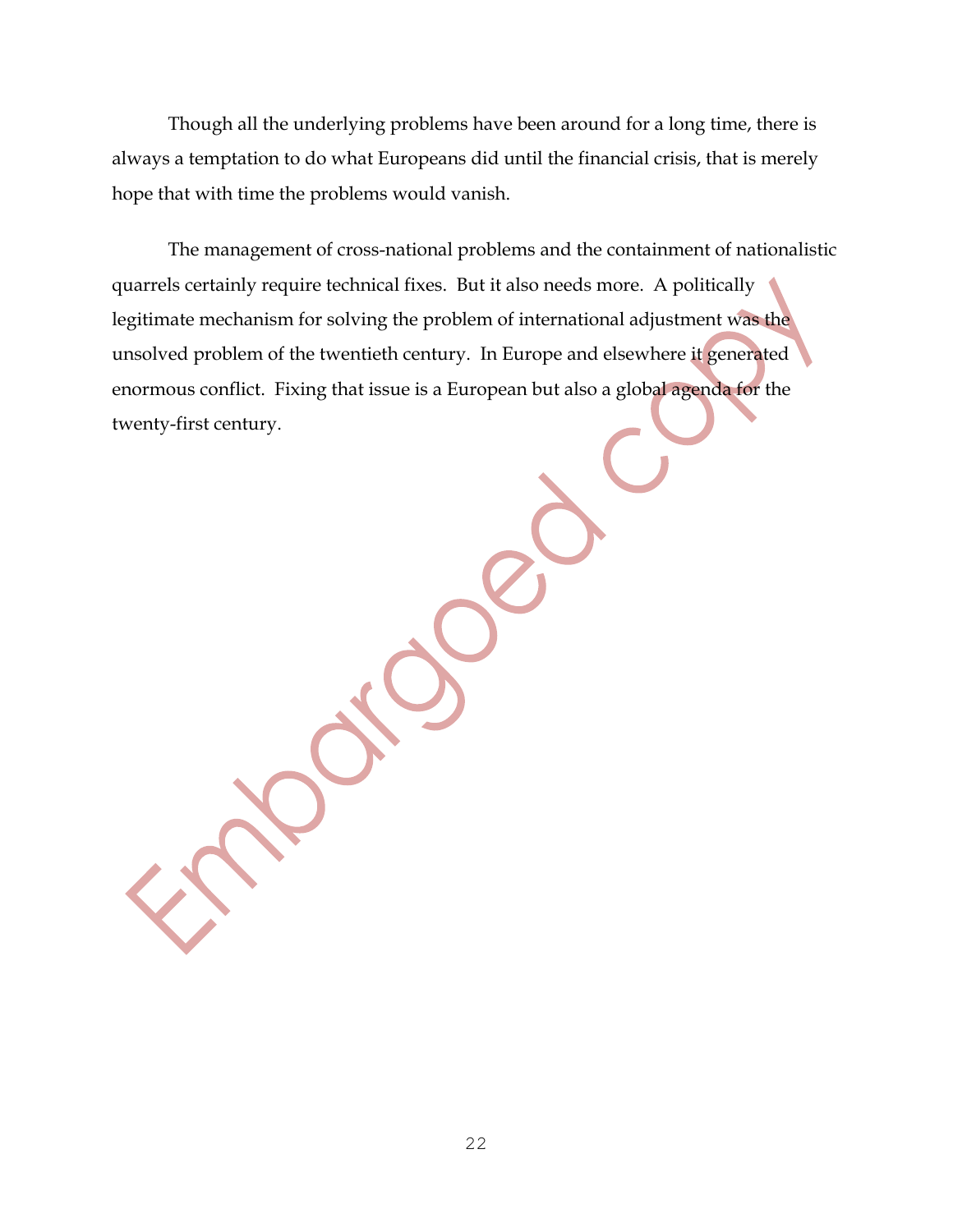Though all the underlying problems have been around for a long time, there is always a temptation to do what Europeans did until the financial crisis, that is merely hope that with time the problems would vanish.

The management of cross-national problems and the containment of nationalistic quarrels certainly require technical fixes. But it also needs more. A politically legitimate mechanism for solving the problem of international adjustment was the unsolved problem of the twentieth century. In Europe and elsewhere it generated enormous conflict. Fixing that issue is a European but also a global agenda for the twenty-first century.